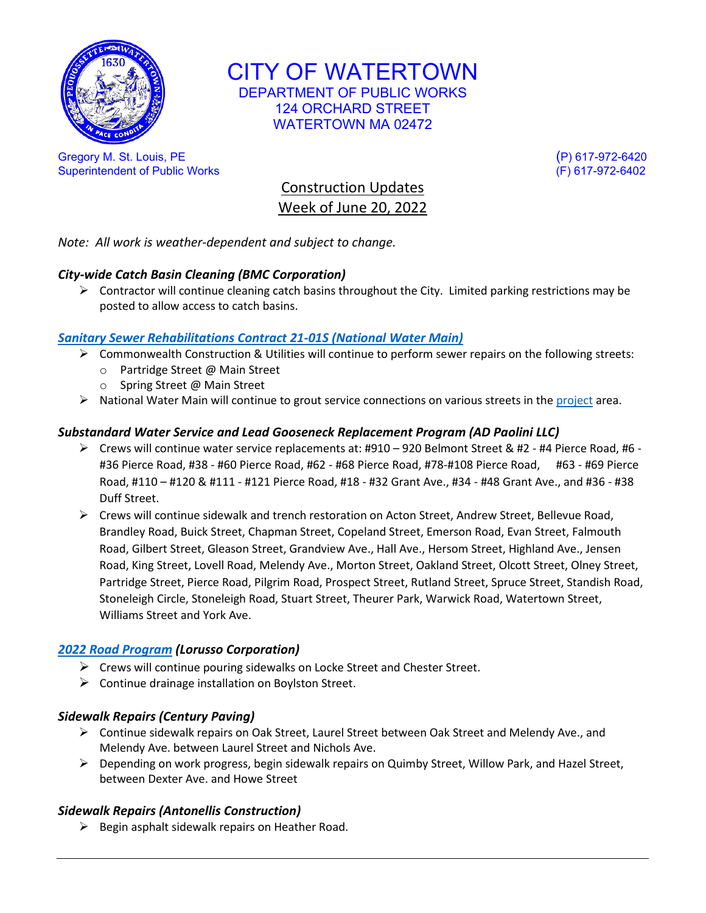# CITY OF WATERTOWN

DEPARTMENT OF PUBLIC WORKS
124 ORCHARD STREET
WATERTOWN MA 02472

Gregory M. St. Louis, PE
Superintendent of Public Works

(P) 617-972-6420
(F) 617-972-6402

## Construction Updates
## Week of June 20, 2022

*Note: All work is weather-dependent and subject to change.*

### *City-wide Catch Basin Cleaning (BMC Corporation)*

- Contractor will continue cleaning catch basins throughout the City. Limited parking restrictions may be posted to allow access to catch basins.

### *Sanitary Sewer Rehabilitations Contract 21-01S (National Water Main)*

- Commonwealth Construction & Utilities will continue to perform sewer repairs on the following streets:
  - Partridge Street @ Main Street
  - Spring Street @ Main Street
- National Water Main will continue to grout service connections on various streets in the project area.

### *Substandard Water Service and Lead Gooseneck Replacement Program (AD Paolini LLC)*

- Crews will continue water service replacements at: #910 – 920 Belmont Street & #2 - #4 Pierce Road, #6 - #36 Pierce Road, #38 - #60 Pierce Road, #62 - #68 Pierce Road, #78-#108 Pierce Road, #63 - #69 Pierce Road, #110 – #120 & #111 - #121 Pierce Road, #18 - #32 Grant Ave., #34 - #48 Grant Ave., and #36 - #38 Duff Street.
- Crews will continue sidewalk and trench restoration on Acton Street, Andrew Street, Bellevue Road, Brandley Road, Buick Street, Chapman Street, Copeland Street, Emerson Road, Evan Street, Falmouth Road, Gilbert Street, Gleason Street, Grandview Ave., Hall Ave., Hersom Street, Highland Ave., Jensen Road, King Street, Lovell Road, Melendy Ave., Morton Street, Oakland Street, Olcott Street, Olney Street, Partridge Street, Pierce Road, Pilgrim Road, Prospect Street, Rutland Street, Spruce Street, Standish Road, Stoneleigh Circle, Stoneleigh Road, Stuart Street, Theurer Park, Warwick Road, Watertown Street, Williams Street and York Ave.

### *2022 Road Program (Lorusso Corporation)*

- Crews will continue pouring sidewalks on Locke Street and Chester Street.
- Continue drainage installation on Boylston Street.

### *Sidewalk Repairs (Century Paving)*

- Continue sidewalk repairs on Oak Street, Laurel Street between Oak Street and Melendy Ave., and Melendy Ave. between Laurel Street and Nichols Ave.
- Depending on work progress, begin sidewalk repairs on Quimby Street, Willow Park, and Hazel Street, between Dexter Ave. and Howe Street

### *Sidewalk Repairs (Antonellis Construction)*

- Begin asphalt sidewalk repairs on Heather Road.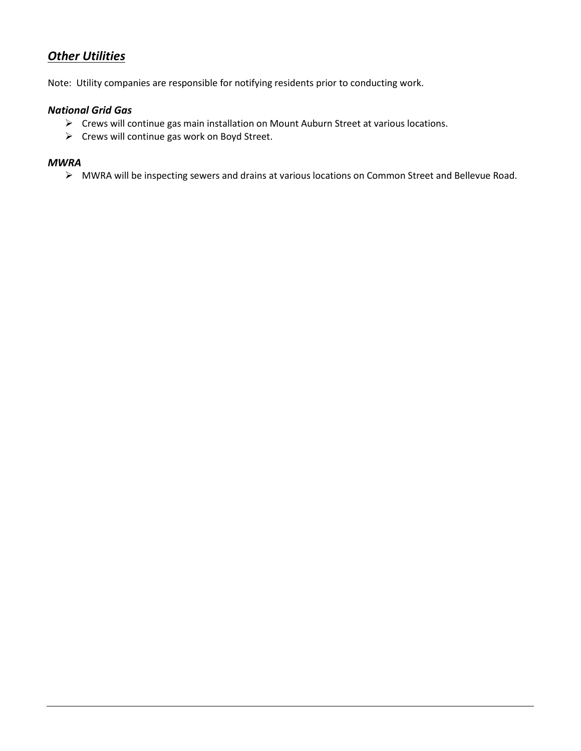## ***Other Utilities***

Note: Utility companies are responsible for notifying residents prior to conducting work.

### ***National Grid Gas***

- Crews will continue gas main installation on Mount Auburn Street at various locations.
- Crews will continue gas work on Boyd Street.

### ***MWRA***

- MWRA will be inspecting sewers and drains at various locations on Common Street and Bellevue Road.